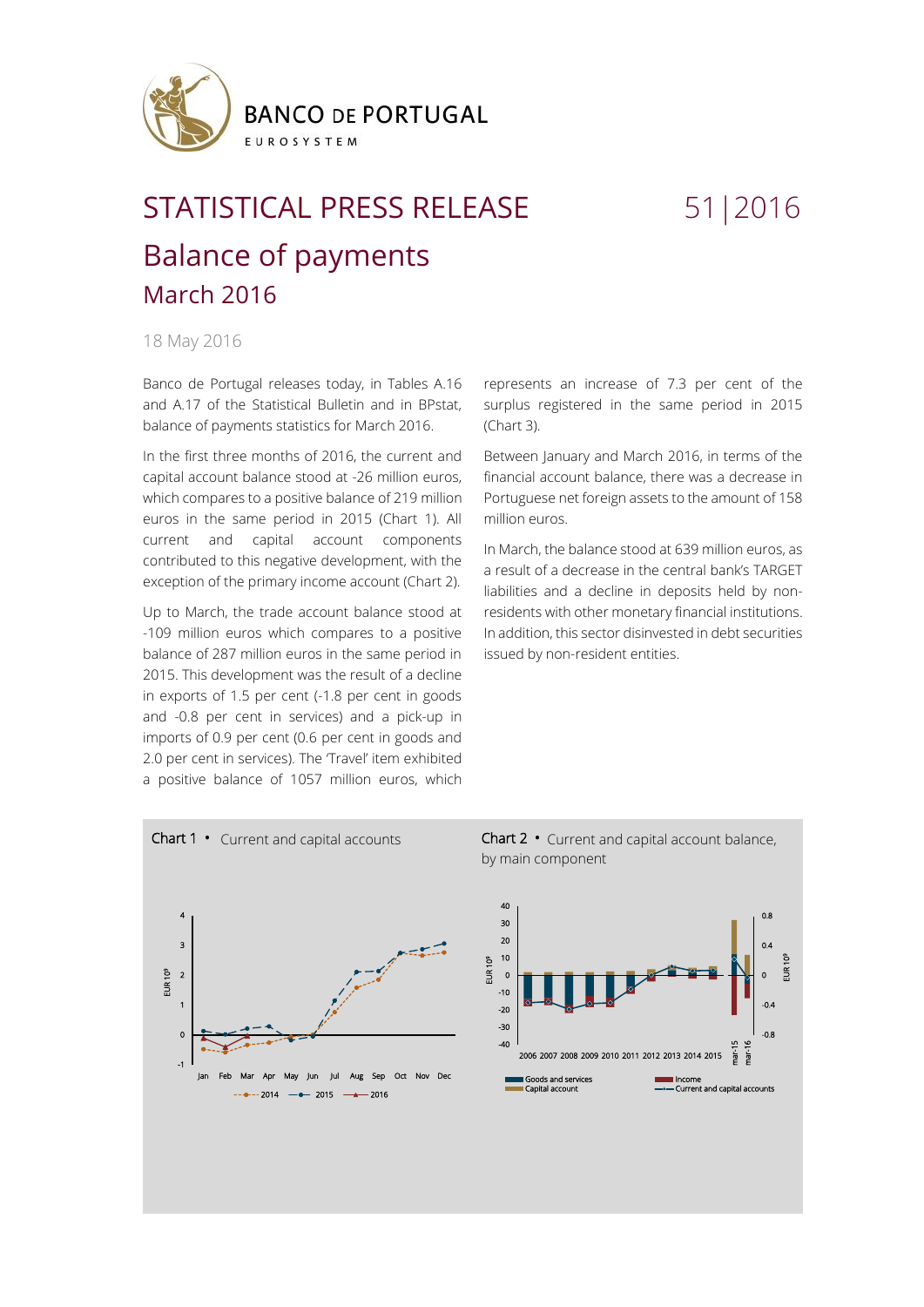BANCO DE PORTUGAL

EUROSYSTEM

# STATISTICAL PRESS RELEASE 51|2016

# Balance of payments

## March 2016

18 May 2016

Banco de Portugal releases today, in Tables A.16 and A.17 of the Statistical Bulletin and in BPstat, balance of payments statistics for March 2016.

In the first three months of 2016, the current and capital account balance stood at -26 million euros, which compares to a positive balance of 219 million euros in the same period in 2015 (Chart 1). All current and capital account components contributed to this negative development, with the exception of the primary income account (Chart 2).

Up to March, the trade account balance stood at -109 million euros which compares to a positive balance of 287 million euros in the same period in 2015. This development was the result of a decline in exports of 1.5 per cent (-1.8 per cent in goods and -0.8 per cent in services) and a pick-up in imports of 0.9 per cent (0.6 per cent in goods and 2.0 per cent in services). The 'Travel' item exhibited a positive balance of 1057 million euros, which represents an increase of 7.3 per cent of the surplus registered in the same period in 2015 (Chart 3).

Between January and March 2016, in terms of the financial account balance, there was a decrease in Portuguese net foreign assets to the amount of 158 million euros.

In March, the balance stood at 639 million euros, as a result of a decrease in the central bank's TARGET liabilities and a decline in deposits held by non-residents with other monetary financial institutions. In addition, this sector disinvested in debt securities issued by non-resident entities.

**Chart 1** • Current and capital accounts

**Chart 2** • Current and capital account balance, by main component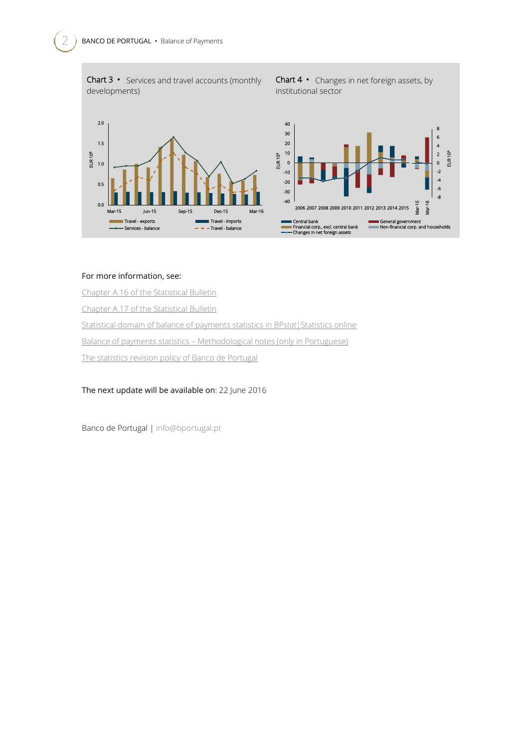**Chart 3** • Services and travel accounts (monthly developments)

EUR 10⁹

2.0
1.5
1.0
0.5
0.0

Mar-15 Jun-15 Sep-15 Dec-15 Mar-16

Travel - exports
Travel - imports
Services - balance
Travel - balance

**Chart 4** • Changes in net foreign assets, by institutional sector

EUR 10⁹

40
30
20
10
0
-10
-20
-30
-40

8
6
4
2
0
-2
-4
-6
-8

2006 2007 2008 2009 2010 2011 2012 2013 2014 2015 Mar-15 Mar-16

Central bank
General government
Financial corp., excl. central bank
Non-financial corp. and households
Changes in net foreign assets

For more information, see:

[Chapter A.16 of the Statistical Bulletin]

[Chapter A.17 of the Statistical Bulletin]

[Statistical domain of balance of payments statistics in BP*stat*|Statistics online]

[Balance of payments statistics – Methodological notes (only in Portuguese)]

[The statistics revision policy of Banco de Portugal]

The next update will be available on: 22 June 2016

Banco de Portugal | info@bportugal.pt